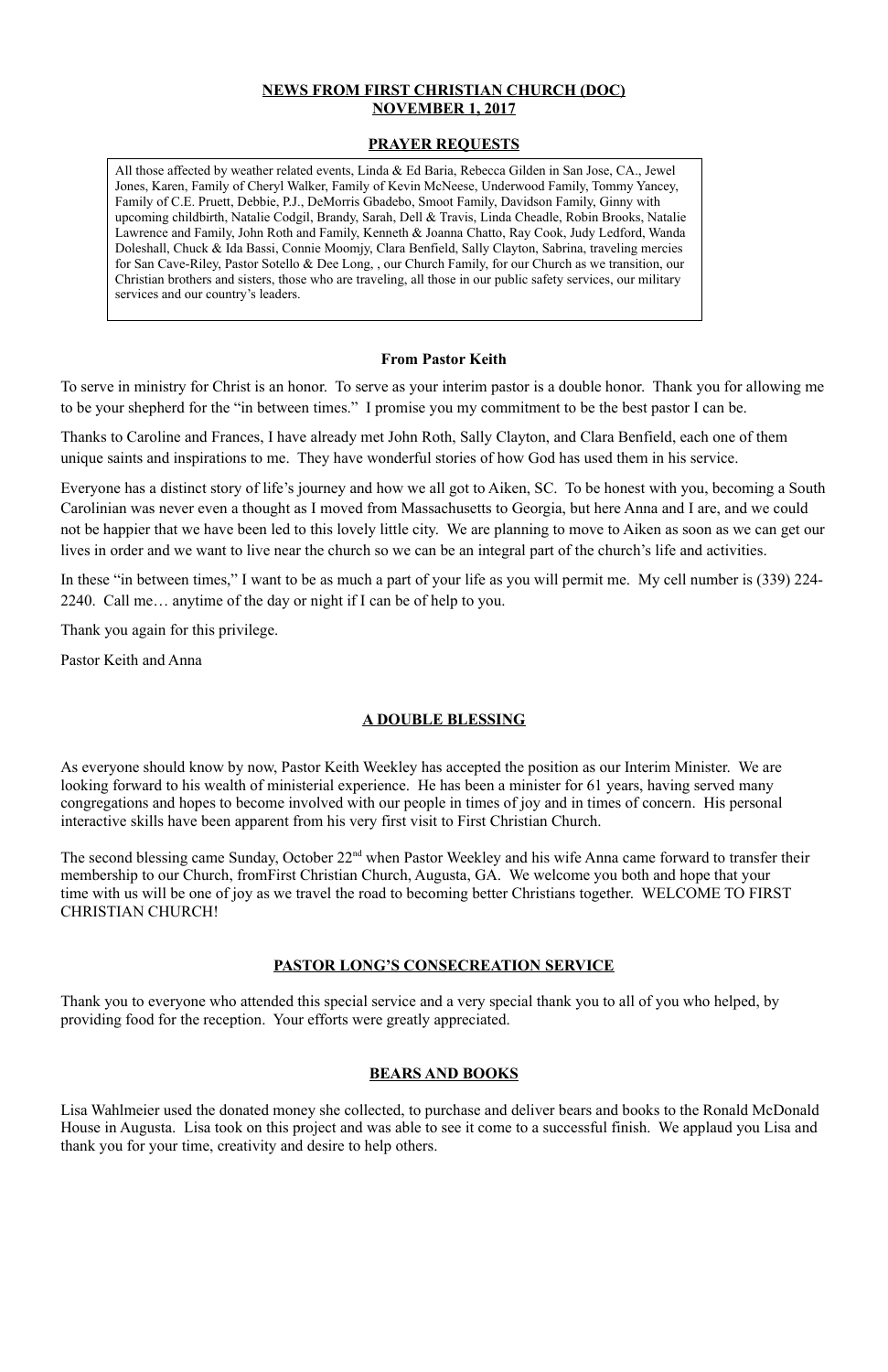# NEWS FROM FIRST CHRISTIAN CHURCH (DOC)
## NOVEMBER 1, 2017

## PRAYER REQUESTS

All those affected by weather related events, Linda & Ed Baria, Rebecca Gilden in San Jose, CA., Jewel Jones, Karen, Family of Cheryl Walker, Family of Kevin McNeese, Underwood Family, Tommy Yancey, Family of C.E. Pruett, Debbie, P.J., DeMorris Gbadebo, Smoot Family, Davidson Family, Ginny with upcoming childbirth, Natalie Codgil, Brandy, Sarah, Dell & Travis, Linda Cheadle, Robin Brooks, Natalie Lawrence and Family, John Roth and Family, Kenneth & Joanna Chatto, Ray Cook, Judy Ledford, Wanda Doleshall, Chuck & Ida Bassi, Connie Moomjy, Clara Benfield, Sally Clayton, Sabrina, traveling mercies for San Cave-Riley, Pastor Sotello & Dee Long, , our Church Family, for our Church as we transition, our Christian brothers and sisters, those who are traveling, all those in our public safety services, our military services and our country's leaders.

### From Pastor Keith

To serve in ministry for Christ is an honor. To serve as your interim pastor is a double honor. Thank you for allowing me to be your shepherd for the "in between times." I promise you my commitment to be the best pastor I can be.

Thanks to Caroline and Frances, I have already met John Roth, Sally Clayton, and Clara Benfield, each one of them unique saints and inspirations to me. They have wonderful stories of how God has used them in his service.

Everyone has a distinct story of life's journey and how we all got to Aiken, SC. To be honest with you, becoming a South Carolinian was never even a thought as I moved from Massachusetts to Georgia, but here Anna and I are, and we could not be happier that we have been led to this lovely little city. We are planning to move to Aiken as soon as we can get our lives in order and we want to live near the church so we can be an integral part of the church's life and activities.

In these "in between times," I want to be as much a part of your life as you will permit me. My cell number is (339) 224-2240. Call me… anytime of the day or night if I can be of help to you.

Thank you again for this privilege.

Pastor Keith and Anna

## A DOUBLE BLESSING

As everyone should know by now, Pastor Keith Weekley has accepted the position as our Interim Minister. We are looking forward to his wealth of ministerial experience. He has been a minister for 61 years, having served many congregations and hopes to become involved with our people in times of joy and in times of concern. His personal interactive skills have been apparent from his very first visit to First Christian Church.

The second blessing came Sunday, October 22nd when Pastor Weekley and his wife Anna came forward to transfer their membership to our Church, fromFirst Christian Church, Augusta, GA. We welcome you both and hope that your time with us will be one of joy as we travel the road to becoming better Christians together. WELCOME TO FIRST CHRISTIAN CHURCH!

## PASTOR LONG'S CONSECREATION SERVICE

Thank you to everyone who attended this special service and a very special thank you to all of you who helped, by providing food for the reception. Your efforts were greatly appreciated.

## BEARS AND BOOKS

Lisa Wahlmeier used the donated money she collected, to purchase and deliver bears and books to the Ronald McDonald House in Augusta. Lisa took on this project and was able to see it come to a successful finish. We applaud you Lisa and thank you for your time, creativity and desire to help others.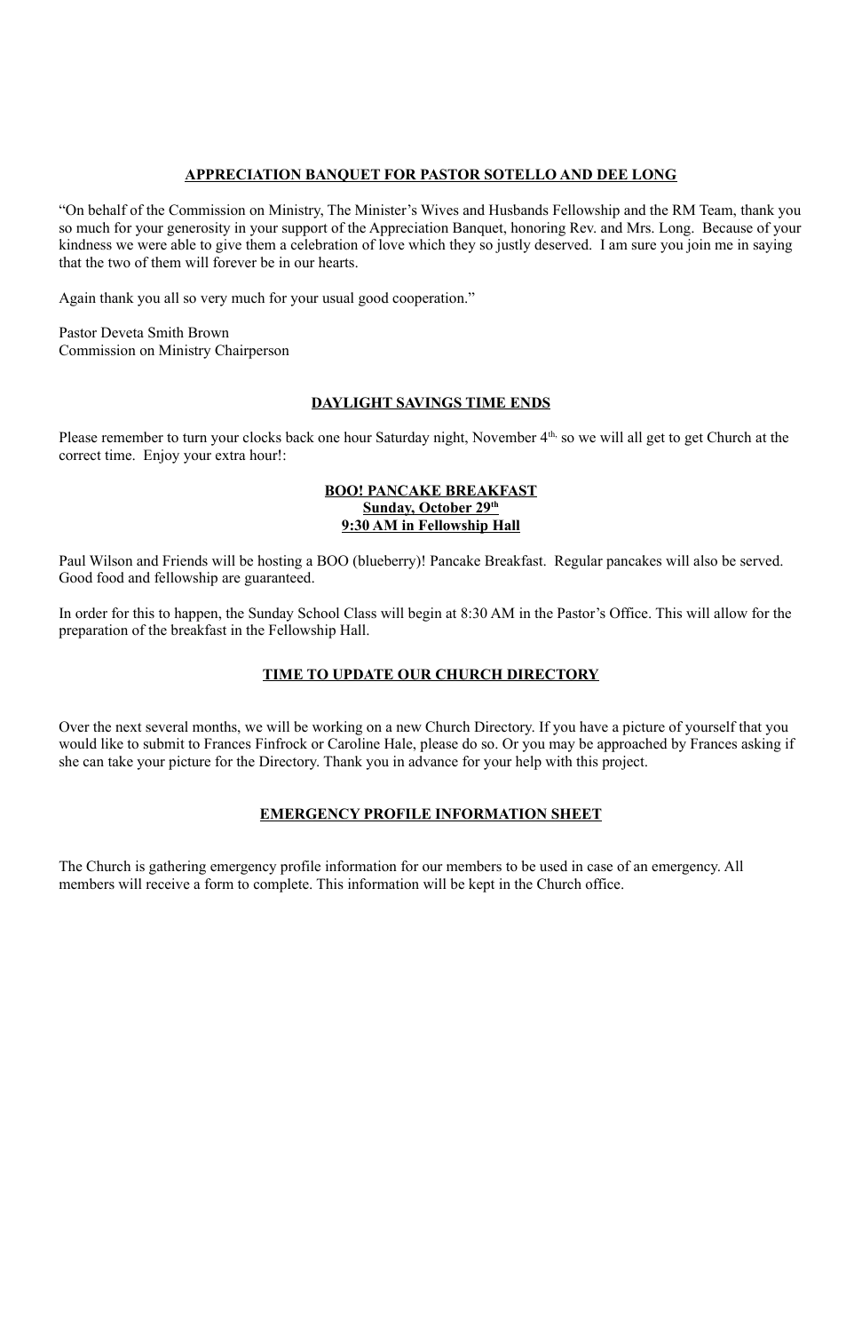## APPRECIATION BANQUET FOR PASTOR SOTELLO AND DEE LONG

"On behalf of the Commission on Ministry, The Minister's Wives and Husbands Fellowship and the RM Team, thank you so much for your generosity in your support of the Appreciation Banquet, honoring Rev. and Mrs. Long. Because of your kindness we were able to give them a celebration of love which they so justly deserved. I am sure you join me in saying that the two of them will forever be in our hearts.

Again thank you all so very much for your usual good cooperation."

Pastor Deveta Smith Brown
Commission on Ministry Chairperson

## DAYLIGHT SAVINGS TIME ENDS

Please remember to turn your clocks back one hour Saturday night, November 4th, so we will all get to get Church at the correct time. Enjoy your extra hour!:

## BOO! PANCAKE BREAKFAST
**Sunday, October 29th**
**9:30 AM in Fellowship Hall**

Paul Wilson and Friends will be hosting a BOO (blueberry)! Pancake Breakfast. Regular pancakes will also be served. Good food and fellowship are guaranteed.

In order for this to happen, the Sunday School Class will begin at 8:30 AM in the Pastor's Office. This will allow for the preparation of the breakfast in the Fellowship Hall.

## TIME TO UPDATE OUR CHURCH DIRECTORY

Over the next several months, we will be working on a new Church Directory. If you have a picture of yourself that you would like to submit to Frances Finfrock or Caroline Hale, please do so. Or you may be approached by Frances asking if she can take your picture for the Directory. Thank you in advance for your help with this project.

## EMERGENCY PROFILE INFORMATION SHEET

The Church is gathering emergency profile information for our members to be used in case of an emergency. All members will receive a form to complete. This information will be kept in the Church office.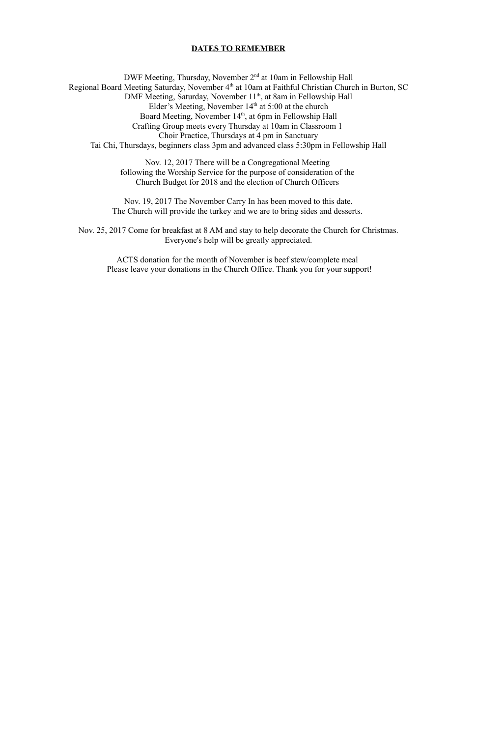**DATES TO REMEMBER**

DWF Meeting, Thursday, November 2nd at 10am in Fellowship Hall
Regional Board Meeting Saturday, November 4th at 10am at Faithful Christian Church in Burton, SC
DMF Meeting, Saturday, November 11th, at 8am in Fellowship Hall
Elder's Meeting, November 14th at 5:00 at the church
Board Meeting, November 14th, at 6pm in Fellowship Hall
Crafting Group meets every Thursday at 10am in Classroom 1
Choir Practice, Thursdays at 4 pm in Sanctuary
Tai Chi, Thursdays, beginners class 3pm and advanced class 5:30pm in Fellowship Hall

Nov. 12, 2017 There will be a Congregational Meeting following the Worship Service for the purpose of consideration of the Church Budget for 2018 and the election of Church Officers

Nov. 19, 2017 The November Carry In has been moved to this date. The Church will provide the turkey and we are to bring sides and desserts.

Nov. 25, 2017 Come for breakfast at 8 AM and stay to help decorate the Church for Christmas. Everyone's help will be greatly appreciated.

ACTS donation for the month of November is beef stew/complete meal
Please leave your donations in the Church Office. Thank you for your support!